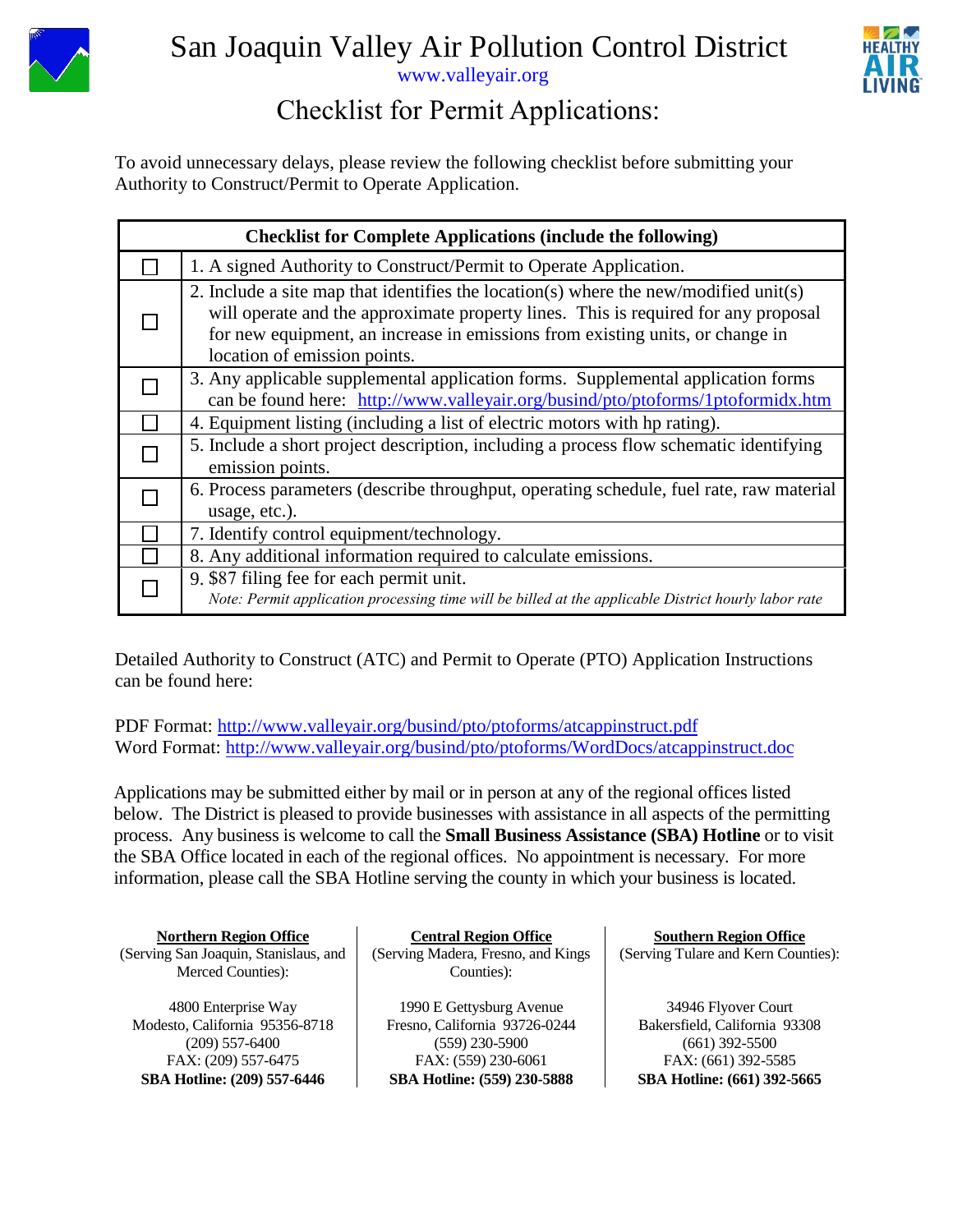# San Joaquin Valley Air Pollution Control District

www.valleyair.org

## Checklist for Permit Applications:

To avoid unnecessary delays, please review the following checklist before submitting your Authority to Construct/Permit to Operate Application.

| Checklist for Complete Applications (include the following) | |
|---|---|
| ☐ | 1. A signed Authority to Construct/Permit to Operate Application. |
| ☐ | 2. Include a site map that identifies the location(s) where the new/modified unit(s) will operate and the approximate property lines. This is required for any proposal for new equipment, an increase in emissions from existing units, or change in location of emission points. |
| ☐ | 3. Any applicable supplemental application forms. Supplemental application forms can be found here: http://www.valleyair.org/busind/pto/ptoforms/1ptoformidx.htm |
| ☐ | 4. Equipment listing (including a list of electric motors with hp rating). |
| ☐ | 5. Include a short project description, including a process flow schematic identifying emission points. |
| ☐ | 6. Process parameters (describe throughput, operating schedule, fuel rate, raw material usage, etc.). |
| ☐ | 7. Identify control equipment/technology. |
| ☐ | 8. Any additional information required to calculate emissions. |
| ☐ | 9. $87 filing fee for each permit unit. *Note: Permit application processing time will be billed at the applicable District hourly labor rate* |

Detailed Authority to Construct (ATC) and Permit to Operate (PTO) Application Instructions can be found here:

PDF Format: http://www.valleyair.org/busind/pto/ptoforms/atcappinstruct.pdf
Word Format: http://www.valleyair.org/busind/pto/ptoforms/WordDocs/atcappinstruct.doc

Applications may be submitted either by mail or in person at any of the regional offices listed below. The District is pleased to provide businesses with assistance in all aspects of the permitting process. Any business is welcome to call the **Small Business Assistance (SBA) Hotline** or to visit the SBA Office located in each of the regional offices. No appointment is necessary. For more information, please call the SBA Hotline serving the county in which your business is located.

**Northern Region Office**
(Serving San Joaquin, Stanislaus, and Merced Counties):

4800 Enterprise Way
Modesto, California 95356-8718
(209) 557-6400
FAX: (209) 557-6475
**SBA Hotline: (209) 557-6446**

**Central Region Office**
(Serving Madera, Fresno, and Kings Counties):

1990 E Gettysburg Avenue
Fresno, California 93726-0244
(559) 230-5900
FAX: (559) 230-6061
**SBA Hotline: (559) 230-5888**

**Southern Region Office**
(Serving Tulare and Kern Counties):

34946 Flyover Court
Bakersfield, California 93308
(661) 392-5500
FAX: (661) 392-5585
**SBA Hotline: (661) 392-5665**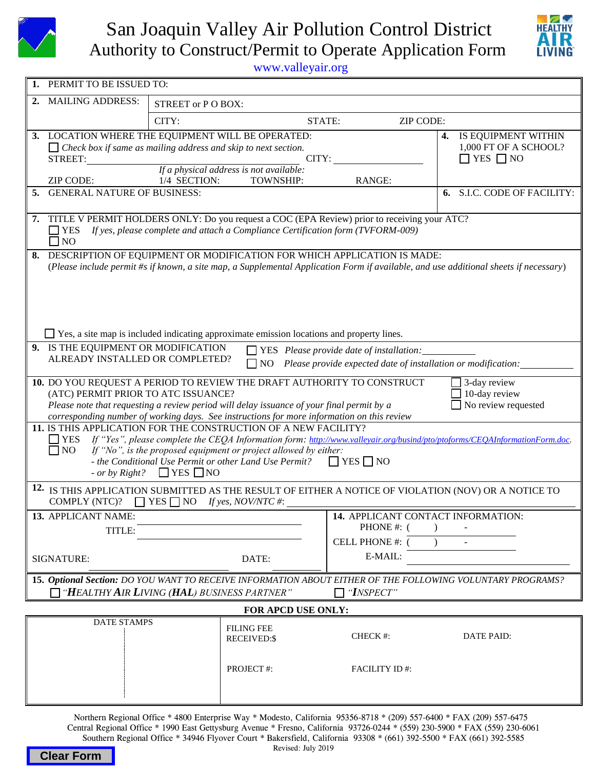# San Joaquin Valley Air Pollution Control District
## Authority to Construct/Permit to Operate Application Form

www.valleyair.org

**1.** PERMIT TO BE ISSUED TO:

**2.** MAILING ADDRESS: STREET or P O BOX:

CITY: STATE: ZIP CODE:

**3.** LOCATION WHERE THE EQUIPMENT WILL BE OPERATED:

☐ *Check box if same as mailing address and skip to next section.*

STREET: CITY:

*If a physical address is not available:*

ZIP CODE: 1/4 SECTION: TOWNSHIP: RANGE:

**4.** IS EQUIPMENT WITHIN 1,000 FT OF A SCHOOL? ☐ YES ☐ NO

**5.** GENERAL NATURE OF BUSINESS:

**6.** S.I.C. CODE OF FACILITY:

**7.** TITLE V PERMIT HOLDERS ONLY: Do you request a COC (EPA Review) prior to receiving your ATC?

☐ YES *If yes, please complete and attach a Compliance Certification form (TVFORM-009)*

☐ NO

**8.** DESCRIPTION OF EQUIPMENT OR MODIFICATION FOR WHICH APPLICATION IS MADE:

(*Please include permit #s if known, a site map, a Supplemental Application Form if available, and use additional sheets if necessary*)

☐ Yes, a site map is included indicating approximate emission locations and property lines.

**9.** IS THE EQUIPMENT OR MODIFICATION ALREADY INSTALLED OR COMPLETED?

☐ YES *Please provide date of installation:* \_\_\_\_\_\_\_\_

☐ NO *Please provide expected date of installation or modification:* \_\_\_\_\_\_\_\_

**10.** DO YOU REQUEST A PERIOD TO REVIEW THE DRAFT AUTHORITY TO CONSTRUCT (ATC) PERMIT PRIOR TO ATC ISSUANCE?

*Please note that requesting a review period will delay issuance of your final permit by a corresponding number of working days. See instructions for more information on this review*

☐ 3-day review
☐ 10-day review
☐ No review requested

**11.** IS THIS APPLICATION FOR THE CONSTRUCTION OF A NEW FACILITY?

☐ YES *If "Yes", please complete the CEQA Information form:* http://www.valleyair.org/busind/pto/ptoforms/CEQAInformationForm.doc.

☐ NO *If "No", is the proposed equipment or project allowed by either:*

*- the Conditional Use Permit or other Land Use Permit?* ☐ YES ☐ NO

*- or by Right?* ☐ YES ☐ NO

**12.** IS THIS APPLICATION SUBMITTED AS THE RESULT OF EITHER A NOTICE OF VIOLATION (NOV) OR A NOTICE TO COMPLY (NTC)? ☐ YES ☐ NO *If yes, NOV/NTC #:* \_\_\_\_\_\_\_\_

**13.** APPLICANT NAME:

TITLE:

SIGNATURE: DATE:

**14.** APPLICANT CONTACT INFORMATION:

PHONE #: ( ) -

CELL PHONE #: ( ) -

E-MAIL:

**15.** ***Optional Section:*** *DO YOU WANT TO RECEIVE INFORMATION ABOUT EITHER OF THE FOLLOWING VOLUNTARY PROGRAMS?*

☐ *"**H**EALTHY **A**IR **L**IVING (**HAL**) BUSINESS PARTNER"* ☐ *"**I**NSPECT"*

**FOR APCD USE ONLY:**

| DATE STAMPS | FILING FEE RECEIVED:$ | CHECK #: | DATE PAID: |
|---|---|---|---|
| | PROJECT #: | FACILITY ID #: | |

Northern Regional Office * 4800 Enterprise Way * Modesto, California 95356-8718 * (209) 557-6400 * FAX (209) 557-6475
Central Regional Office * 1990 East Gettysburg Avenue * Fresno, California 93726-0244 * (559) 230-5900 * FAX (559) 230-6061
Southern Regional Office * 34946 Flyover Court * Bakersfield, California 93308 * (661) 392-5500 * FAX (661) 392-5585

Clear Form

Revised: July 2019